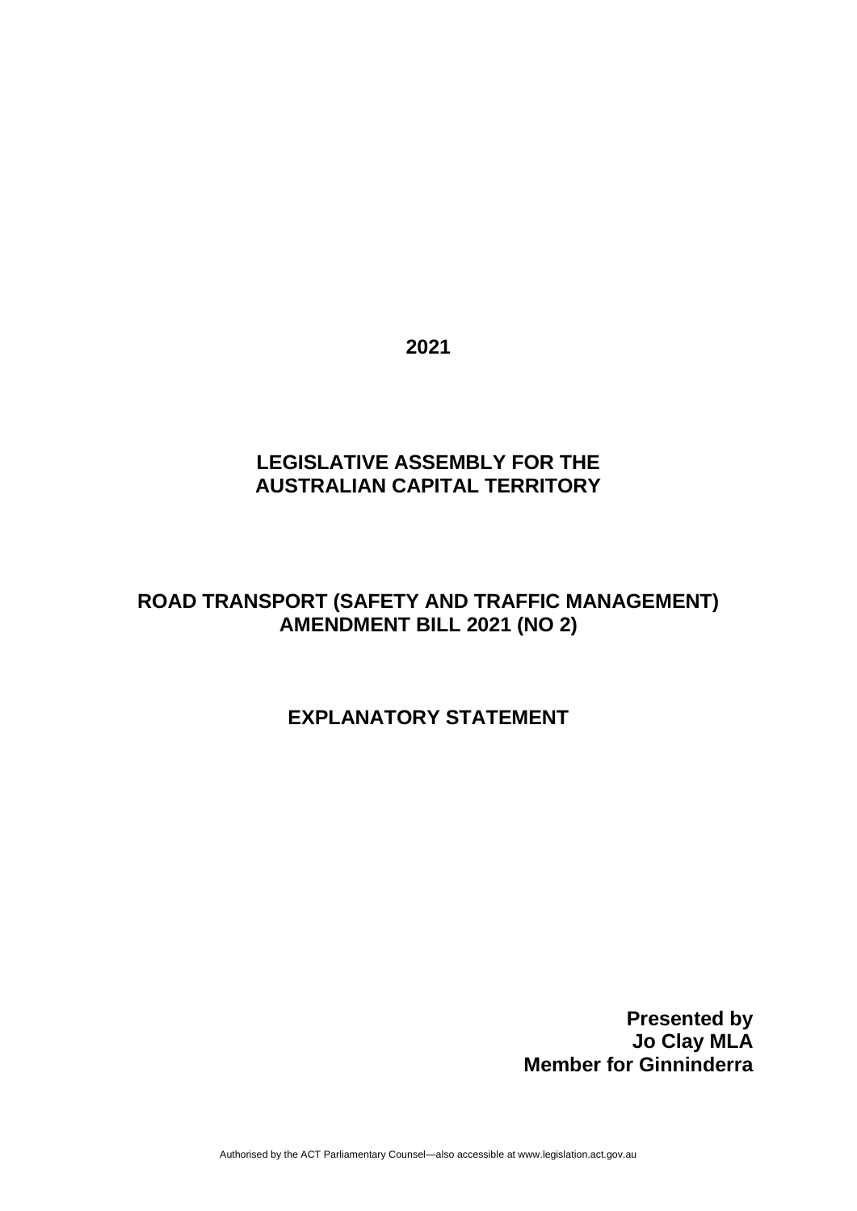**2021**

**LEGISLATIVE ASSEMBLY FOR THE AUSTRALIAN CAPITAL TERRITORY**

# ROAD TRANSPORT (SAFETY AND TRAFFIC MANAGEMENT) AMENDMENT BILL 2021 (NO 2)

## EXPLANATORY STATEMENT

**Presented by**
**Jo Clay MLA**
**Member for Ginninderra**

Authorised by the ACT Parliamentary Counsel—also accessible at www.legislation.act.gov.au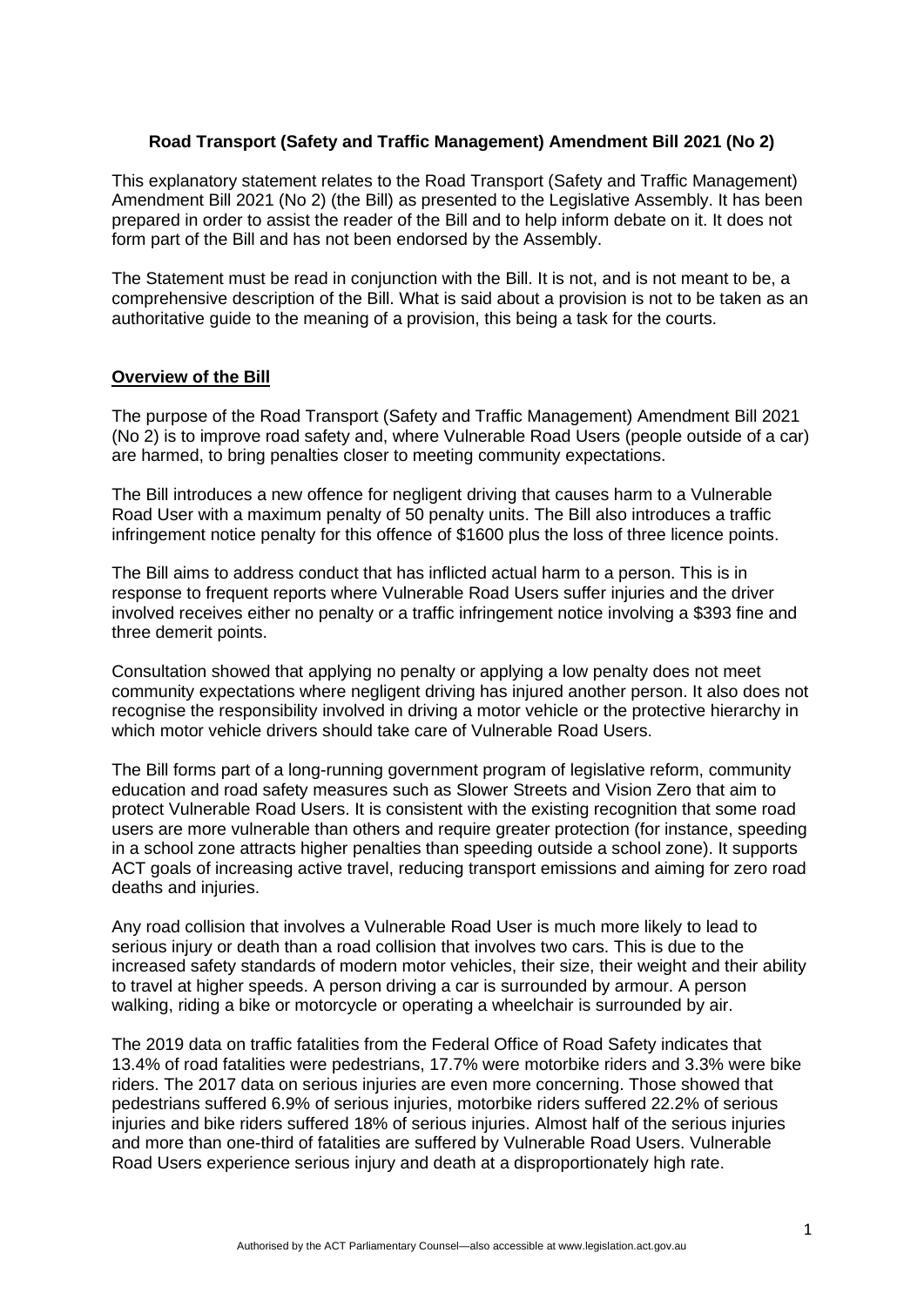**Road Transport (Safety and Traffic Management) Amendment Bill 2021 (No 2)**

This explanatory statement relates to the Road Transport (Safety and Traffic Management) Amendment Bill 2021 (No 2) (the Bill) as presented to the Legislative Assembly. It has been prepared in order to assist the reader of the Bill and to help inform debate on it. It does not form part of the Bill and has not been endorsed by the Assembly.

The Statement must be read in conjunction with the Bill. It is not, and is not meant to be, a comprehensive description of the Bill. What is said about a provision is not to be taken as an authoritative guide to the meaning of a provision, this being a task for the courts.

## Overview of the Bill

The purpose of the Road Transport (Safety and Traffic Management) Amendment Bill 2021 (No 2) is to improve road safety and, where Vulnerable Road Users (people outside of a car) are harmed, to bring penalties closer to meeting community expectations.

The Bill introduces a new offence for negligent driving that causes harm to a Vulnerable Road User with a maximum penalty of 50 penalty units. The Bill also introduces a traffic infringement notice penalty for this offence of $1600 plus the loss of three licence points.

The Bill aims to address conduct that has inflicted actual harm to a person. This is in response to frequent reports where Vulnerable Road Users suffer injuries and the driver involved receives either no penalty or a traffic infringement notice involving a $393 fine and three demerit points.

Consultation showed that applying no penalty or applying a low penalty does not meet community expectations where negligent driving has injured another person. It also does not recognise the responsibility involved in driving a motor vehicle or the protective hierarchy in which motor vehicle drivers should take care of Vulnerable Road Users.

The Bill forms part of a long-running government program of legislative reform, community education and road safety measures such as Slower Streets and Vision Zero that aim to protect Vulnerable Road Users. It is consistent with the existing recognition that some road users are more vulnerable than others and require greater protection (for instance, speeding in a school zone attracts higher penalties than speeding outside a school zone). It supports ACT goals of increasing active travel, reducing transport emissions and aiming for zero road deaths and injuries.

Any road collision that involves a Vulnerable Road User is much more likely to lead to serious injury or death than a road collision that involves two cars. This is due to the increased safety standards of modern motor vehicles, their size, their weight and their ability to travel at higher speeds. A person driving a car is surrounded by armour. A person walking, riding a bike or motorcycle or operating a wheelchair is surrounded by air.

The 2019 data on traffic fatalities from the Federal Office of Road Safety indicates that 13.4% of road fatalities were pedestrians, 17.7% were motorbike riders and 3.3% were bike riders. The 2017 data on serious injuries are even more concerning. Those showed that pedestrians suffered 6.9% of serious injuries, motorbike riders suffered 22.2% of serious injuries and bike riders suffered 18% of serious injuries. Almost half of the serious injuries and more than one-third of fatalities are suffered by Vulnerable Road Users. Vulnerable Road Users experience serious injury and death at a disproportionately high rate.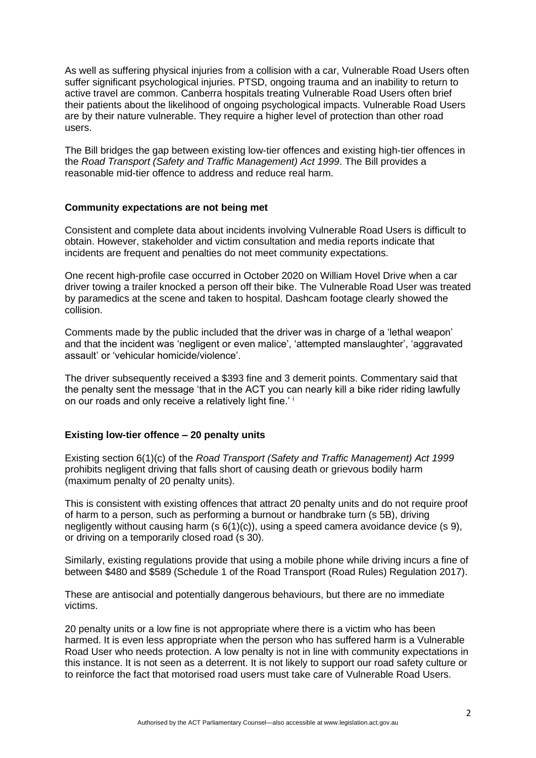As well as suffering physical injuries from a collision with a car, Vulnerable Road Users often suffer significant psychological injuries. PTSD, ongoing trauma and an inability to return to active travel are common. Canberra hospitals treating Vulnerable Road Users often brief their patients about the likelihood of ongoing psychological impacts. Vulnerable Road Users are by their nature vulnerable. They require a higher level of protection than other road users.

The Bill bridges the gap between existing low-tier offences and existing high-tier offences in the *Road Transport (Safety and Traffic Management) Act 1999*. The Bill provides a reasonable mid-tier offence to address and reduce real harm.

**Community expectations are not being met**

Consistent and complete data about incidents involving Vulnerable Road Users is difficult to obtain. However, stakeholder and victim consultation and media reports indicate that incidents are frequent and penalties do not meet community expectations.

One recent high-profile case occurred in October 2020 on William Hovel Drive when a car driver towing a trailer knocked a person off their bike. The Vulnerable Road User was treated by paramedics at the scene and taken to hospital. Dashcam footage clearly showed the collision.

Comments made by the public included that the driver was in charge of a 'lethal weapon' and that the incident was 'negligent or even malice', 'attempted manslaughter', 'aggravated assault' or 'vehicular homicide/violence'.

The driver subsequently received a $393 fine and 3 demerit points. Commentary said that the penalty sent the message 'that in the ACT you can nearly kill a bike rider riding lawfully on our roads and only receive a relatively light fine.' [i]

**Existing low-tier offence – 20 penalty units**

Existing section 6(1)(c) of the *Road Transport (Safety and Traffic Management) Act 1999* prohibits negligent driving that falls short of causing death or grievous bodily harm (maximum penalty of 20 penalty units).

This is consistent with existing offences that attract 20 penalty units and do not require proof of harm to a person, such as performing a burnout or handbrake turn (s 5B), driving negligently without causing harm (s 6(1)(c)), using a speed camera avoidance device (s 9), or driving on a temporarily closed road (s 30).

Similarly, existing regulations provide that using a mobile phone while driving incurs a fine of between $480 and $589 (Schedule 1 of the Road Transport (Road Rules) Regulation 2017).

These are antisocial and potentially dangerous behaviours, but there are no immediate victims.

20 penalty units or a low fine is not appropriate where there is a victim who has been harmed. It is even less appropriate when the person who has suffered harm is a Vulnerable Road User who needs protection. A low penalty is not in line with community expectations in this instance. It is not seen as a deterrent. It is not likely to support our road safety culture or to reinforce the fact that motorised road users must take care of Vulnerable Road Users.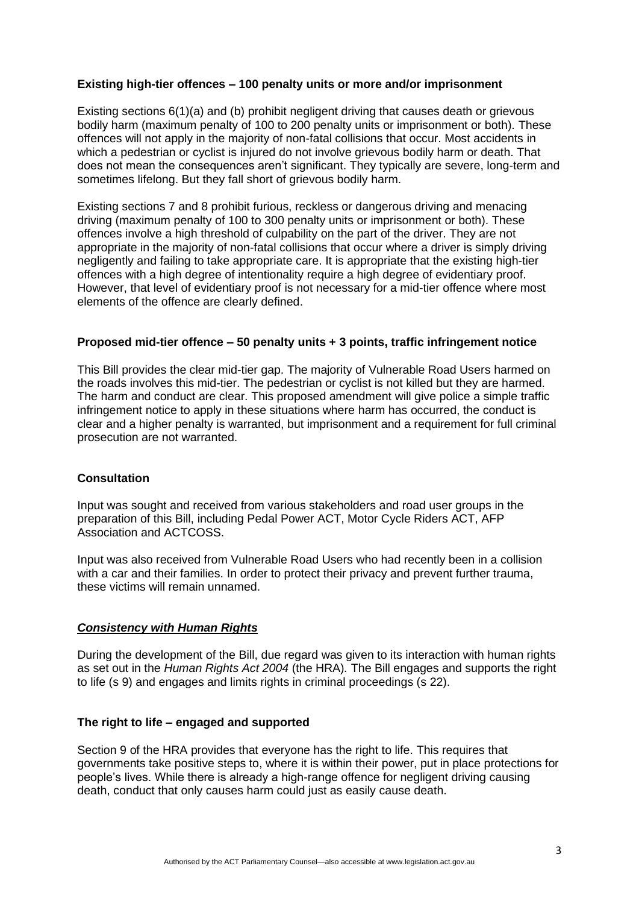**Existing high-tier offences – 100 penalty units or more and/or imprisonment**

Existing sections 6(1)(a) and (b) prohibit negligent driving that causes death or grievous bodily harm (maximum penalty of 100 to 200 penalty units or imprisonment or both). These offences will not apply in the majority of non-fatal collisions that occur. Most accidents in which a pedestrian or cyclist is injured do not involve grievous bodily harm or death. That does not mean the consequences aren't significant. They typically are severe, long-term and sometimes lifelong. But they fall short of grievous bodily harm.

Existing sections 7 and 8 prohibit furious, reckless or dangerous driving and menacing driving (maximum penalty of 100 to 300 penalty units or imprisonment or both). These offences involve a high threshold of culpability on the part of the driver. They are not appropriate in the majority of non-fatal collisions that occur where a driver is simply driving negligently and failing to take appropriate care. It is appropriate that the existing high-tier offences with a high degree of intentionality require a high degree of evidentiary proof. However, that level of evidentiary proof is not necessary for a mid-tier offence where most elements of the offence are clearly defined.

**Proposed mid-tier offence – 50 penalty units + 3 points, traffic infringement notice**

This Bill provides the clear mid-tier gap. The majority of Vulnerable Road Users harmed on the roads involves this mid-tier. The pedestrian or cyclist is not killed but they are harmed. The harm and conduct are clear. This proposed amendment will give police a simple traffic infringement notice to apply in these situations where harm has occurred, the conduct is clear and a higher penalty is warranted, but imprisonment and a requirement for full criminal prosecution are not warranted.

**Consultation**

Input was sought and received from various stakeholders and road user groups in the preparation of this Bill, including Pedal Power ACT, Motor Cycle Riders ACT, AFP Association and ACTCOSS.

Input was also received from Vulnerable Road Users who had recently been in a collision with a car and their families. In order to protect their privacy and prevent further trauma, these victims will remain unnamed.

***Consistency with Human Rights***

During the development of the Bill, due regard was given to its interaction with human rights as set out in the *Human Rights Act 2004* (the HRA). The Bill engages and supports the right to life (s 9) and engages and limits rights in criminal proceedings (s 22).

**The right to life – engaged and supported**

Section 9 of the HRA provides that everyone has the right to life. This requires that governments take positive steps to, where it is within their power, put in place protections for people's lives. While there is already a high-range offence for negligent driving causing death, conduct that only causes harm could just as easily cause death.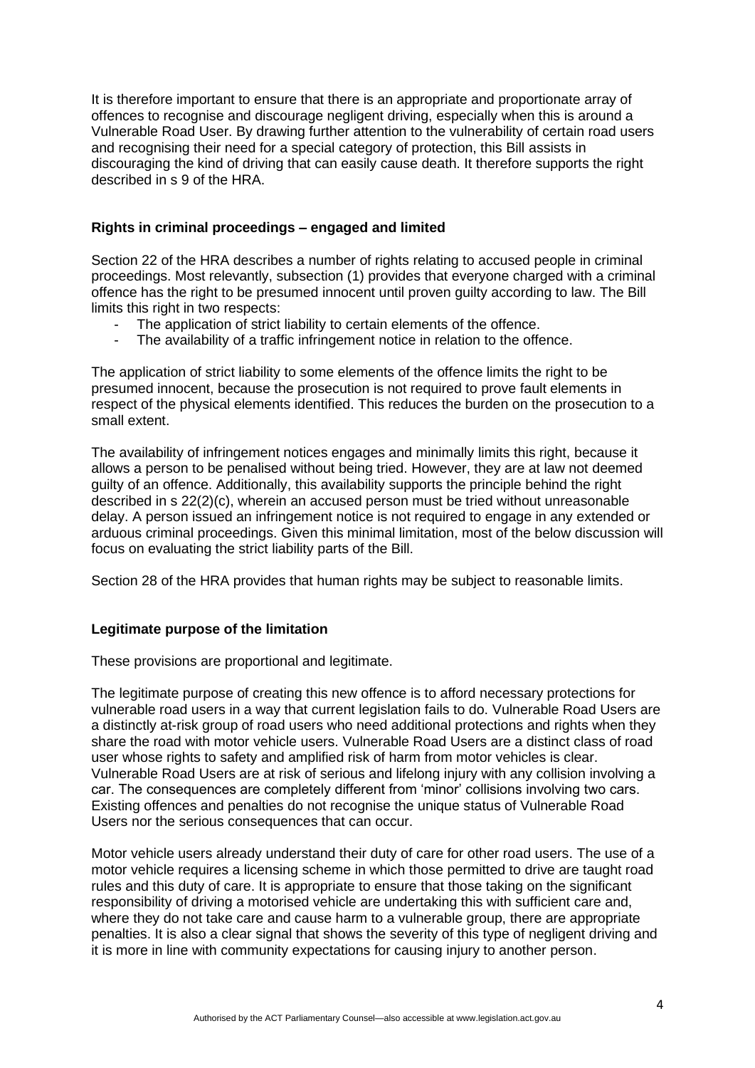It is therefore important to ensure that there is an appropriate and proportionate array of offences to recognise and discourage negligent driving, especially when this is around a Vulnerable Road User. By drawing further attention to the vulnerability of certain road users and recognising their need for a special category of protection, this Bill assists in discouraging the kind of driving that can easily cause death. It therefore supports the right described in s 9 of the HRA.

**Rights in criminal proceedings – engaged and limited**

Section 22 of the HRA describes a number of rights relating to accused people in criminal proceedings. Most relevantly, subsection (1) provides that everyone charged with a criminal offence has the right to be presumed innocent until proven guilty according to law. The Bill limits this right in two respects:

- The application of strict liability to certain elements of the offence.
- The availability of a traffic infringement notice in relation to the offence.

The application of strict liability to some elements of the offence limits the right to be presumed innocent, because the prosecution is not required to prove fault elements in respect of the physical elements identified. This reduces the burden on the prosecution to a small extent.

The availability of infringement notices engages and minimally limits this right, because it allows a person to be penalised without being tried. However, they are at law not deemed guilty of an offence. Additionally, this availability supports the principle behind the right described in s 22(2)(c), wherein an accused person must be tried without unreasonable delay. A person issued an infringement notice is not required to engage in any extended or arduous criminal proceedings. Given this minimal limitation, most of the below discussion will focus on evaluating the strict liability parts of the Bill.

Section 28 of the HRA provides that human rights may be subject to reasonable limits.

**Legitimate purpose of the limitation**

These provisions are proportional and legitimate.

The legitimate purpose of creating this new offence is to afford necessary protections for vulnerable road users in a way that current legislation fails to do. Vulnerable Road Users are a distinctly at-risk group of road users who need additional protections and rights when they share the road with motor vehicle users. Vulnerable Road Users are a distinct class of road user whose rights to safety and amplified risk of harm from motor vehicles is clear. Vulnerable Road Users are at risk of serious and lifelong injury with any collision involving a car. The consequences are completely different from 'minor' collisions involving two cars. Existing offences and penalties do not recognise the unique status of Vulnerable Road Users nor the serious consequences that can occur.

Motor vehicle users already understand their duty of care for other road users. The use of a motor vehicle requires a licensing scheme in which those permitted to drive are taught road rules and this duty of care. It is appropriate to ensure that those taking on the significant responsibility of driving a motorised vehicle are undertaking this with sufficient care and, where they do not take care and cause harm to a vulnerable group, there are appropriate penalties. It is also a clear signal that shows the severity of this type of negligent driving and it is more in line with community expectations for causing injury to another person.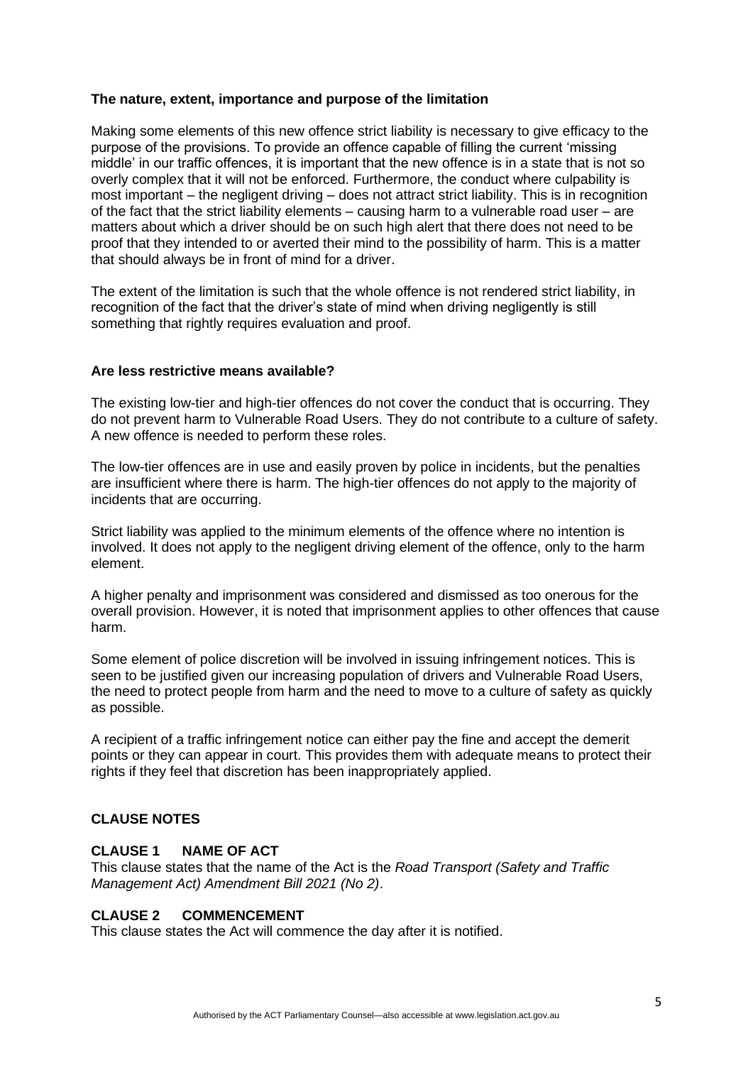**The nature, extent, importance and purpose of the limitation**

Making some elements of this new offence strict liability is necessary to give efficacy to the purpose of the provisions. To provide an offence capable of filling the current 'missing middle' in our traffic offences, it is important that the new offence is in a state that is not so overly complex that it will not be enforced. Furthermore, the conduct where culpability is most important – the negligent driving – does not attract strict liability. This is in recognition of the fact that the strict liability elements – causing harm to a vulnerable road user – are matters about which a driver should be on such high alert that there does not need to be proof that they intended to or averted their mind to the possibility of harm. This is a matter that should always be in front of mind for a driver.

The extent of the limitation is such that the whole offence is not rendered strict liability, in recognition of the fact that the driver's state of mind when driving negligently is still something that rightly requires evaluation and proof.

**Are less restrictive means available?**

The existing low-tier and high-tier offences do not cover the conduct that is occurring. They do not prevent harm to Vulnerable Road Users. They do not contribute to a culture of safety. A new offence is needed to perform these roles.

The low-tier offences are in use and easily proven by police in incidents, but the penalties are insufficient where there is harm. The high-tier offences do not apply to the majority of incidents that are occurring.

Strict liability was applied to the minimum elements of the offence where no intention is involved. It does not apply to the negligent driving element of the offence, only to the harm element.

A higher penalty and imprisonment was considered and dismissed as too onerous for the overall provision. However, it is noted that imprisonment applies to other offences that cause harm.

Some element of police discretion will be involved in issuing infringement notices. This is seen to be justified given our increasing population of drivers and Vulnerable Road Users, the need to protect people from harm and the need to move to a culture of safety as quickly as possible.

A recipient of a traffic infringement notice can either pay the fine and accept the demerit points or they can appear in court. This provides them with adequate means to protect their rights if they feel that discretion has been inappropriately applied.

**CLAUSE NOTES**

**CLAUSE 1 NAME OF ACT**

This clause states that the name of the Act is the *Road Transport (Safety and Traffic Management Act) Amendment Bill 2021 (No 2)*.

**CLAUSE 2 COMMENCEMENT**

This clause states the Act will commence the day after it is notified.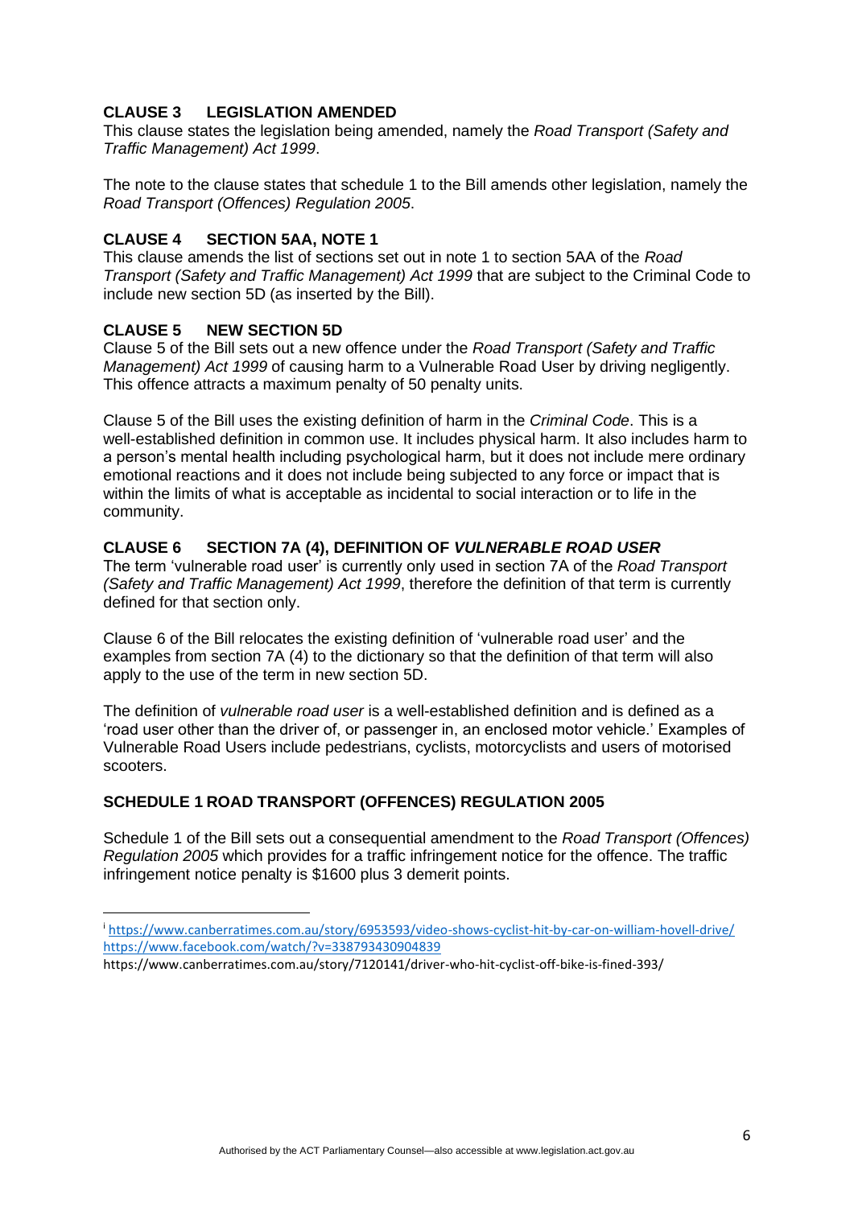## CLAUSE 3 LEGISLATION AMENDED

This clause states the legislation being amended, namely the *Road Transport (Safety and Traffic Management) Act 1999*.

The note to the clause states that schedule 1 to the Bill amends other legislation, namely the *Road Transport (Offences) Regulation 2005*.

## CLAUSE 4 SECTION 5AA, NOTE 1

This clause amends the list of sections set out in note 1 to section 5AA of the *Road Transport (Safety and Traffic Management) Act 1999* that are subject to the Criminal Code to include new section 5D (as inserted by the Bill).

## CLAUSE 5 NEW SECTION 5D

Clause 5 of the Bill sets out a new offence under the *Road Transport (Safety and Traffic Management) Act 1999* of causing harm to a Vulnerable Road User by driving negligently. This offence attracts a maximum penalty of 50 penalty units.

Clause 5 of the Bill uses the existing definition of harm in the *Criminal Code*. This is a well-established definition in common use. It includes physical harm. It also includes harm to a person's mental health including psychological harm, but it does not include mere ordinary emotional reactions and it does not include being subjected to any force or impact that is within the limits of what is acceptable as incidental to social interaction or to life in the community.

## CLAUSE 6 SECTION 7A (4), DEFINITION OF *VULNERABLE ROAD USER*

The term 'vulnerable road user' is currently only used in section 7A of the *Road Transport (Safety and Traffic Management) Act 1999*, therefore the definition of that term is currently defined for that section only.

Clause 6 of the Bill relocates the existing definition of 'vulnerable road user' and the examples from section 7A (4) to the dictionary so that the definition of that term will also apply to the use of the term in new section 5D.

The definition of *vulnerable road user* is a well-established definition and is defined as a 'road user other than the driver of, or passenger in, an enclosed motor vehicle.' Examples of Vulnerable Road Users include pedestrians, cyclists, motorcyclists and users of motorised scooters.

## SCHEDULE 1 ROAD TRANSPORT (OFFENCES) REGULATION 2005

Schedule 1 of the Bill sets out a consequential amendment to the *Road Transport (Offences) Regulation 2005* which provides for a traffic infringement notice for the offence. The traffic infringement notice penalty is $1600 plus 3 demerit points.

---

[i] https://www.canberratimes.com.au/story/6953593/video-shows-cyclist-hit-by-car-on-william-hovell-drive/
https://www.facebook.com/watch/?v=338793430904839
https://www.canberratimes.com.au/story/7120141/driver-who-hit-cyclist-off-bike-is-fined-393/

Authorised by the ACT Parliamentary Counsel—also accessible at www.legislation.act.gov.au